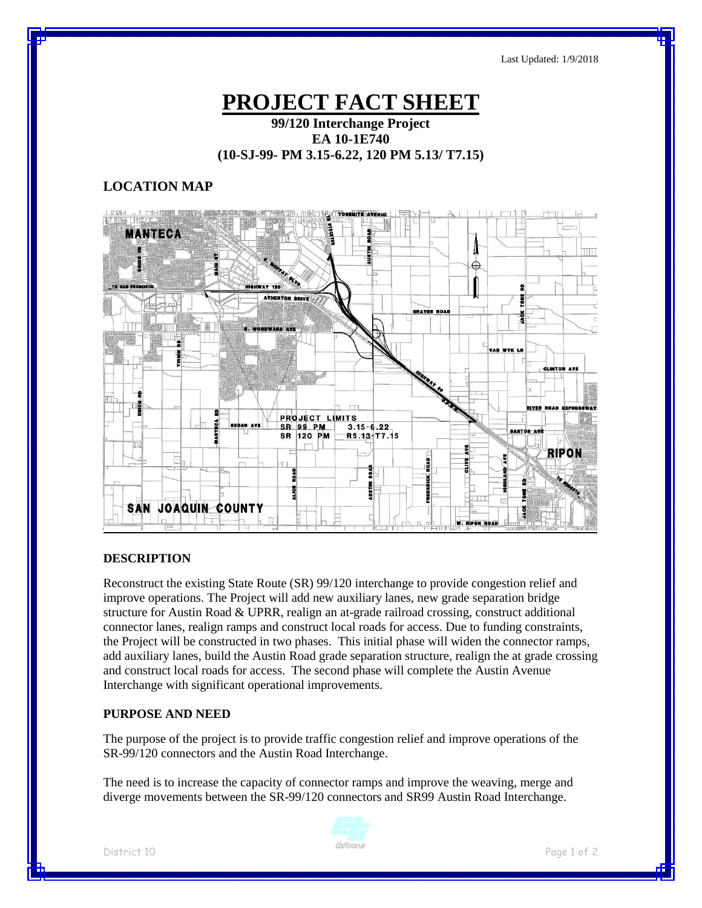Last Updated: 1/9/2018

# PROJECT FACT SHEET

**99/120 Interchange Project**
**EA 10-1E740**
**(10-SJ-99- PM 3.15-6.22, 120 PM 5.13/ T7.15)**

## LOCATION MAP

### DESCRIPTION

Reconstruct the existing State Route (SR) 99/120 interchange to provide congestion relief and improve operations. The Project will add new auxiliary lanes, new grade separation bridge structure for Austin Road & UPRR, realign an at-grade railroad crossing, construct additional connector lanes, realign ramps and construct local roads for access. Due to funding constraints, the Project will be constructed in two phases. This initial phase will widen the connector ramps, add auxiliary lanes, build the Austin Road grade separation structure, realign the at grade crossing and construct local roads for access. The second phase will complete the Austin Avenue Interchange with significant operational improvements.

### PURPOSE AND NEED

The purpose of the project is to provide traffic congestion relief and improve operations of the SR-99/120 connectors and the Austin Road Interchange.

The need is to increase the capacity of connector ramps and improve the weaving, merge and diverge movements between the SR-99/120 connectors and SR99 Austin Road Interchange.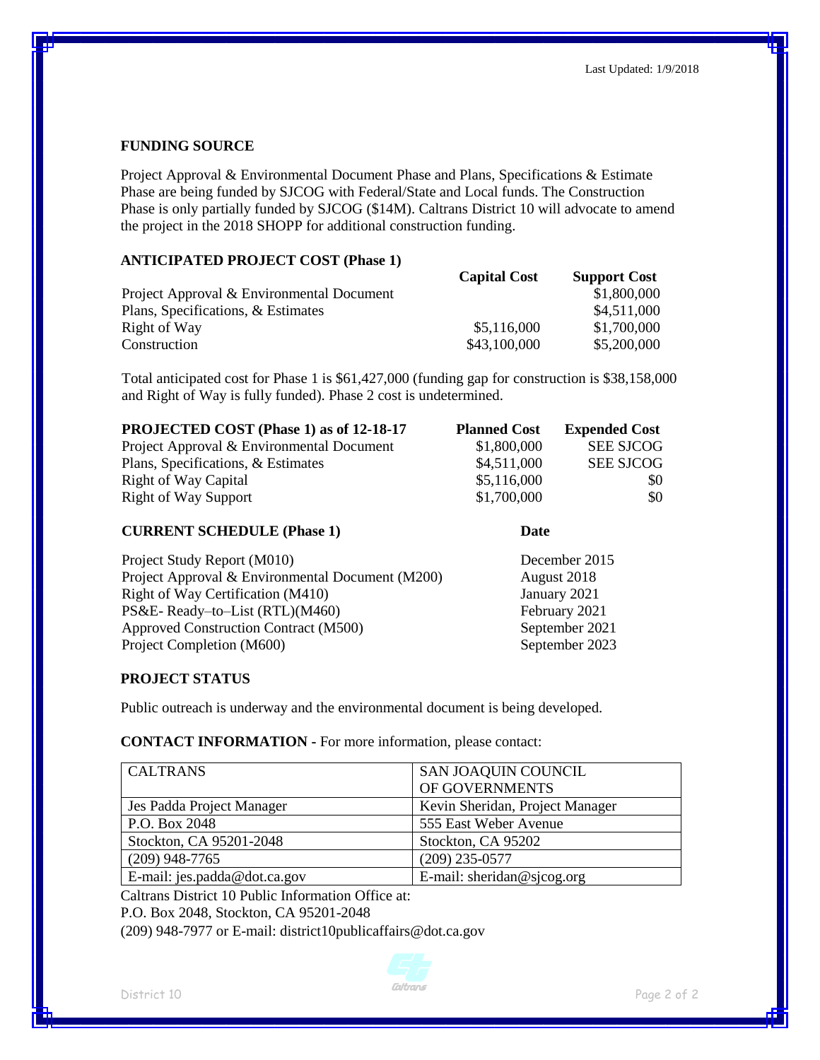Last Updated: 1/9/2018

## FUNDING SOURCE

Project Approval & Environmental Document Phase and Plans, Specifications & Estimate Phase are being funded by SJCOG with Federal/State and Local funds. The Construction Phase is only partially funded by SJCOG ($14M). Caltrans District 10 will advocate to amend the project in the 2018 SHOPP for additional construction funding.

## ANTICIPATED PROJECT COST (Phase 1)

| | Capital Cost | Support Cost |
|---|---|---|
| Project Approval & Environmental Document | | $1,800,000 |
| Plans, Specifications, & Estimates | | $4,511,000 |
| Right of Way | $5,116,000 | $1,700,000 |
| Construction | $43,100,000 | $5,200,000 |

Total anticipated cost for Phase 1 is $61,427,000 (funding gap for construction is $38,158,000 and Right of Way is fully funded). Phase 2 cost is undetermined.

| PROJECTED COST (Phase 1) as of 12-18-17 | Planned Cost | Expended Cost |
|---|---|---|
| Project Approval & Environmental Document | $1,800,000 | SEE SJCOG |
| Plans, Specifications, & Estimates | $4,511,000 | SEE SJCOG |
| Right of Way Capital | $5,116,000 | $0 |
| Right of Way Support | $1,700,000 | $0 |

| CURRENT SCHEDULE (Phase 1) | Date |
|---|---|
| Project Study Report (M010) | December 2015 |
| Project Approval & Environmental Document (M200) | August 2018 |
| Right of Way Certification (M410) | January 2021 |
| PS&E- Ready–to–List (RTL)(M460) | February 2021 |
| Approved Construction Contract (M500) | September 2021 |
| Project Completion (M600) | September 2023 |

## PROJECT STATUS

Public outreach is underway and the environmental document is being developed.

**CONTACT INFORMATION -** For more information, please contact:

| CALTRANS | SAN JOAQUIN COUNCIL OF GOVERNMENTS |
|---|---|
| Jes Padda Project Manager | Kevin Sheridan, Project Manager |
| P.O. Box 2048 | 555 East Weber Avenue |
| Stockton, CA 95201-2048 | Stockton, CA 95202 |
| (209) 948-7765 | (209) 235-0577 |
| E-mail: jes.padda@dot.ca.gov | E-mail: sheridan@sjcog.org |

Caltrans District 10 Public Information Office at:

P.O. Box 2048, Stockton, CA 95201-2048

(209) 948-7977 or E-mail: district10publicaffairs@dot.ca.gov